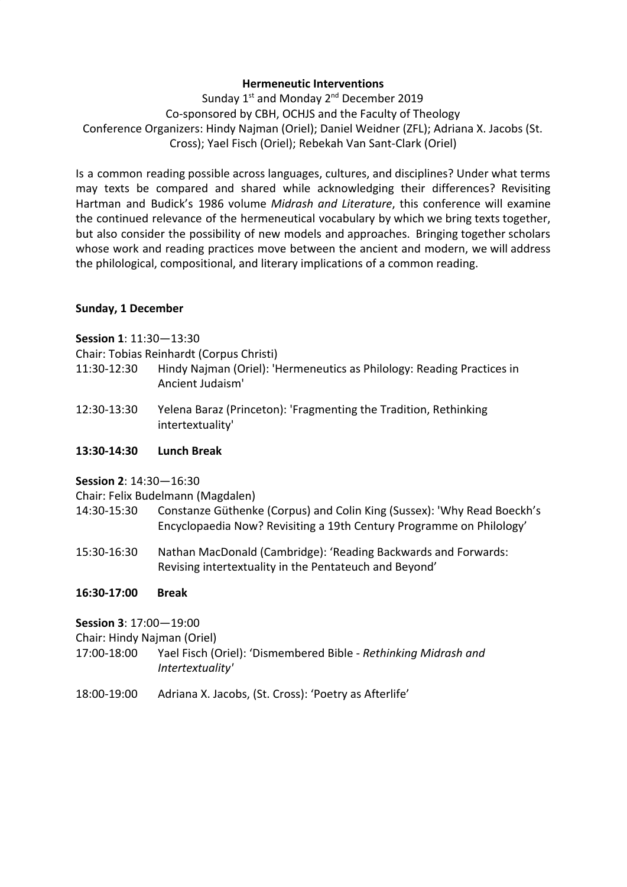**Hermeneutic Interventions**

Sunday 1st and Monday 2nd December 2019

Co-sponsored by CBH, OCHJS and the Faculty of Theology

Conference Organizers: Hindy Najman (Oriel); Daniel Weidner (ZFL); Adriana X. Jacobs (St. Cross); Yael Fisch (Oriel); Rebekah Van Sant-Clark (Oriel)

Is a common reading possible across languages, cultures, and disciplines? Under what terms may texts be compared and shared while acknowledging their differences? Revisiting Hartman and Budick's 1986 volume *Midrash and Literature*, this conference will examine the continued relevance of the hermeneutical vocabulary by which we bring texts together, but also consider the possibility of new models and approaches. Bringing together scholars whose work and reading practices move between the ancient and modern, we will address the philological, compositional, and literary implications of a common reading.

**Sunday, 1 December**

**Session 1**: 11:30—13:30

Chair: Tobias Reinhardt (Corpus Christi)

11:30-12:30 Hindy Najman (Oriel): 'Hermeneutics as Philology: Reading Practices in Ancient Judaism'

12:30-13:30 Yelena Baraz (Princeton): 'Fragmenting the Tradition, Rethinking intertextuality'

**13:30-14:30 Lunch Break**

**Session 2**: 14:30—16:30

Chair: Felix Budelmann (Magdalen)

14:30-15:30 Constanze Güthenke (Corpus) and Colin King (Sussex): 'Why Read Boeckh's Encyclopaedia Now? Revisiting a 19th Century Programme on Philology'

15:30-16:30 Nathan MacDonald (Cambridge): 'Reading Backwards and Forwards: Revising intertextuality in the Pentateuch and Beyond'

**16:30-17:00 Break**

**Session 3**: 17:00—19:00

Chair: Hindy Najman (Oriel)

17:00-18:00 Yael Fisch (Oriel): 'Dismembered Bible - *Rethinking Midrash and Intertextuality'*

18:00-19:00 Adriana X. Jacobs, (St. Cross): 'Poetry as Afterlife'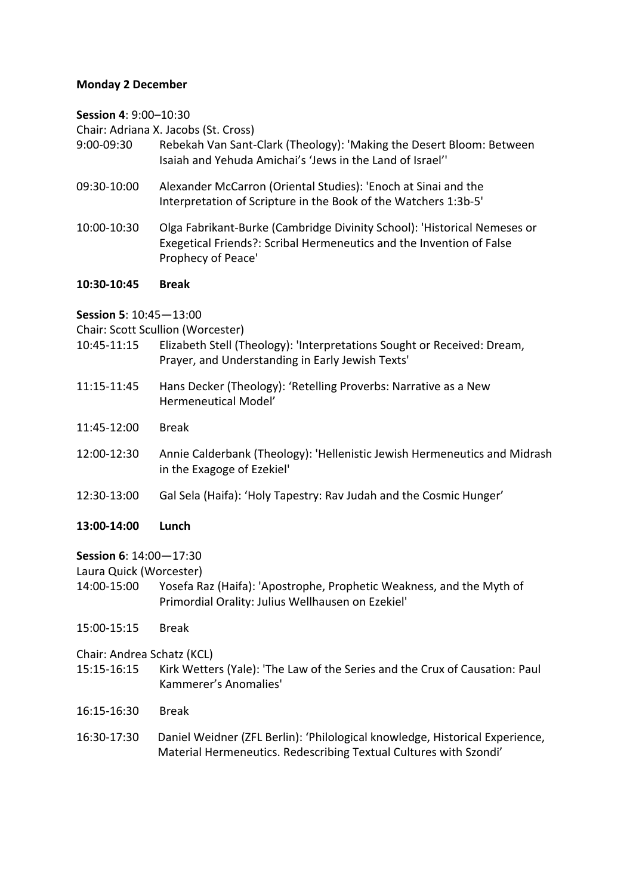**Monday 2 December**

**Session 4**: 9:00–10:30

Chair: Adriana X. Jacobs (St. Cross)

9:00-09:30 Rebekah Van Sant-Clark (Theology): 'Making the Desert Bloom: Between Isaiah and Yehuda Amichai's 'Jews in the Land of Israel''

09:30-10:00 Alexander McCarron (Oriental Studies): 'Enoch at Sinai and the Interpretation of Scripture in the Book of the Watchers 1:3b-5'

10:00-10:30 Olga Fabrikant-Burke (Cambridge Divinity School): 'Historical Nemeses or Exegetical Friends?: Scribal Hermeneutics and the Invention of False Prophecy of Peace'

**10:30-10:45 Break**

**Session 5**: 10:45—13:00

Chair: Scott Scullion (Worcester)

10:45-11:15 Elizabeth Stell (Theology): 'Interpretations Sought or Received: Dream, Prayer, and Understanding in Early Jewish Texts'

11:15-11:45 Hans Decker (Theology): 'Retelling Proverbs: Narrative as a New Hermeneutical Model'

11:45-12:00 Break

12:00-12:30 Annie Calderbank (Theology): 'Hellenistic Jewish Hermeneutics and Midrash in the Exagoge of Ezekiel'

12:30-13:00 Gal Sela (Haifa): 'Holy Tapestry: Rav Judah and the Cosmic Hunger'

**13:00-14:00 Lunch**

**Session 6**: 14:00—17:30

Laura Quick (Worcester)

14:00-15:00 Yosefa Raz (Haifa): 'Apostrophe, Prophetic Weakness, and the Myth of Primordial Orality: Julius Wellhausen on Ezekiel'

15:00-15:15 Break

Chair: Andrea Schatz (KCL)

15:15-16:15 Kirk Wetters (Yale): 'The Law of the Series and the Crux of Causation: Paul Kammerer's Anomalies'

16:15-16:30 Break

16:30-17:30 Daniel Weidner (ZFL Berlin): 'Philological knowledge, Historical Experience, Material Hermeneutics. Redescribing Textual Cultures with Szondi'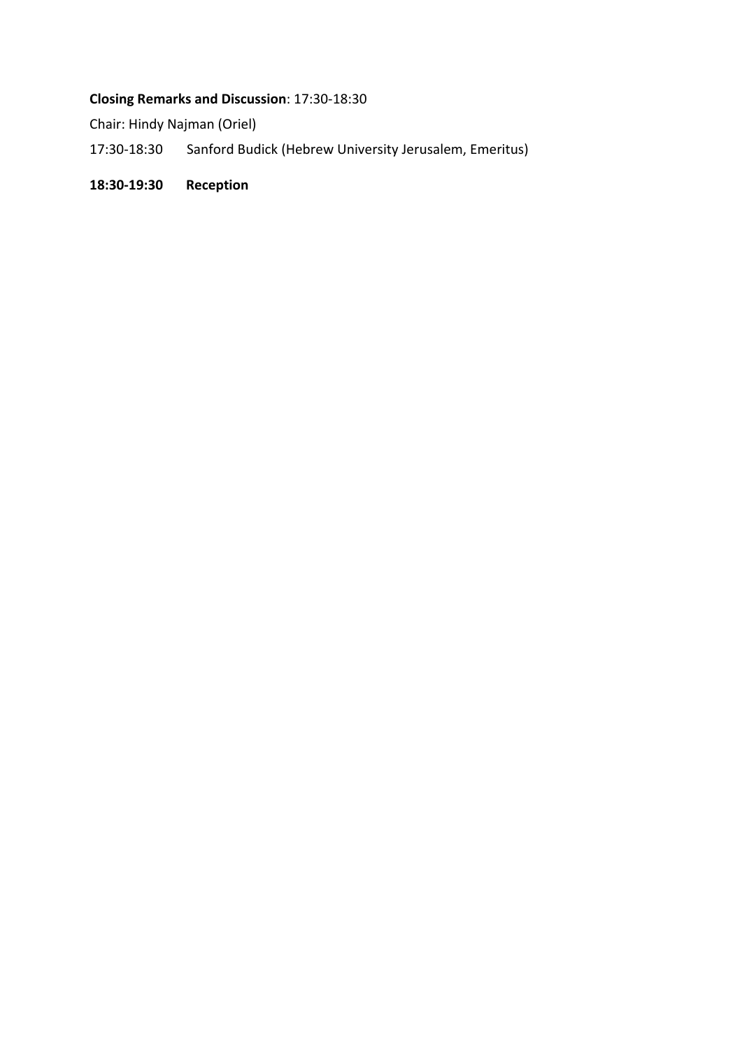**Closing Remarks and Discussion**: 17:30-18:30

Chair: Hindy Najman (Oriel)

17:30-18:30 Sanford Budick (Hebrew University Jerusalem, Emeritus)

**18:30-19:30 Reception**